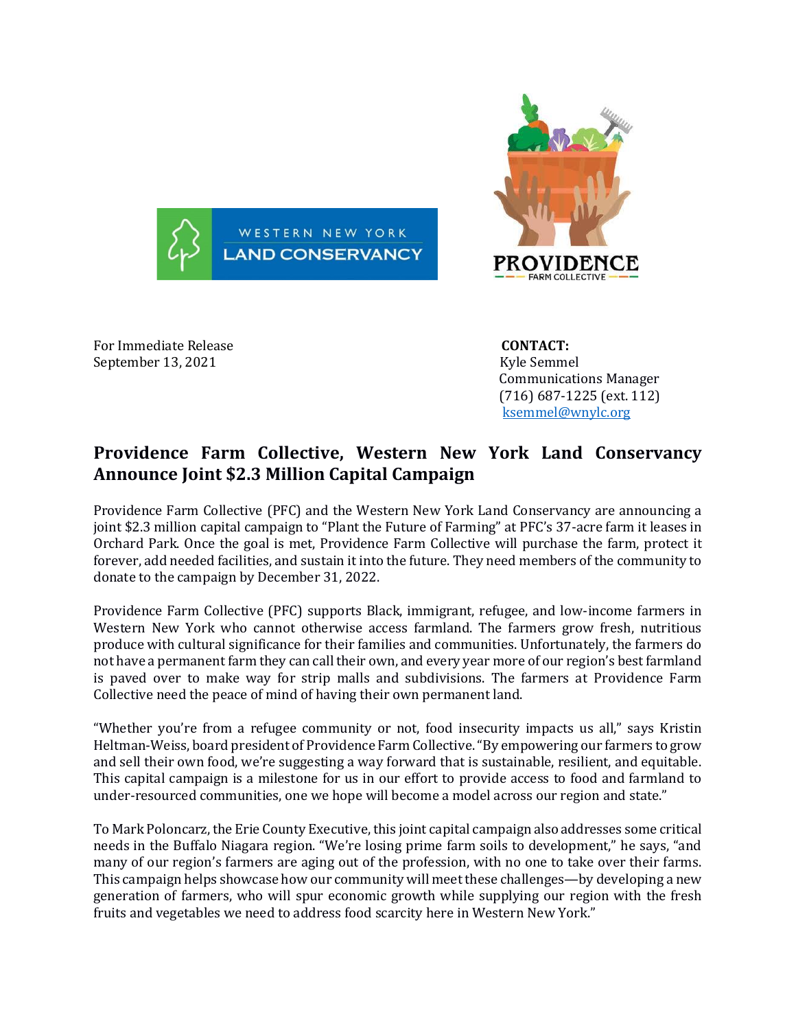For Immediate Release
September 13, 2021

**CONTACT:**
Kyle Semmel
Communications Manager
(716) 687-1225 (ext. 112)
ksemmel@wnylc.org

# Providence Farm Collective, Western New York Land Conservancy Announce Joint $2.3 Million Capital Campaign

Providence Farm Collective (PFC) and the Western New York Land Conservancy are announcing a joint $2.3 million capital campaign to "Plant the Future of Farming" at PFC's 37-acre farm it leases in Orchard Park. Once the goal is met, Providence Farm Collective will purchase the farm, protect it forever, add needed facilities, and sustain it into the future. They need members of the community to donate to the campaign by December 31, 2022.

Providence Farm Collective (PFC) supports Black, immigrant, refugee, and low-income farmers in Western New York who cannot otherwise access farmland. The farmers grow fresh, nutritious produce with cultural significance for their families and communities. Unfortunately, the farmers do not have a permanent farm they can call their own, and every year more of our region's best farmland is paved over to make way for strip malls and subdivisions. The farmers at Providence Farm Collective need the peace of mind of having their own permanent land.

"Whether you're from a refugee community or not, food insecurity impacts us all," says Kristin Heltman-Weiss, board president of Providence Farm Collective. "By empowering our farmers to grow and sell their own food, we're suggesting a way forward that is sustainable, resilient, and equitable. This capital campaign is a milestone for us in our effort to provide access to food and farmland to under-resourced communities, one we hope will become a model across our region and state."

To Mark Poloncarz, the Erie County Executive, this joint capital campaign also addresses some critical needs in the Buffalo Niagara region. "We're losing prime farm soils to development," he says, "and many of our region's farmers are aging out of the profession, with no one to take over their farms. This campaign helps showcase how our community will meet these challenges—by developing a new generation of farmers, who will spur economic growth while supplying our region with the fresh fruits and vegetables we need to address food scarcity here in Western New York."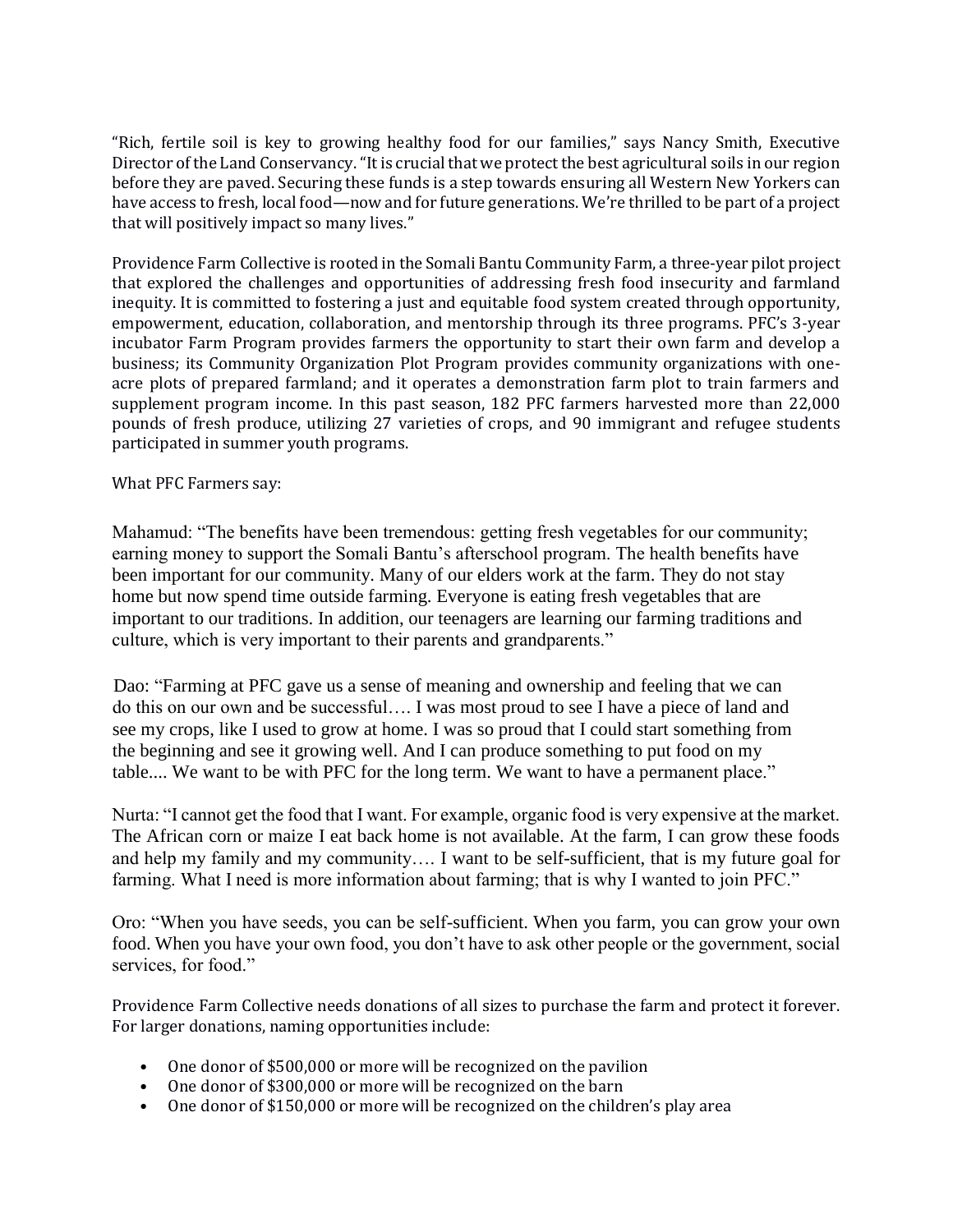"Rich, fertile soil is key to growing healthy food for our families," says Nancy Smith, Executive Director of the Land Conservancy. "It is crucial that we protect the best agricultural soils in our region before they are paved. Securing these funds is a step towards ensuring all Western New Yorkers can have access to fresh, local food—now and for future generations. We're thrilled to be part of a project that will positively impact so many lives."

Providence Farm Collective is rooted in the Somali Bantu Community Farm, a three-year pilot project that explored the challenges and opportunities of addressing fresh food insecurity and farmland inequity. It is committed to fostering a just and equitable food system created through opportunity, empowerment, education, collaboration, and mentorship through its three programs. PFC's 3-year incubator Farm Program provides farmers the opportunity to start their own farm and develop a business; its Community Organization Plot Program provides community organizations with one-acre plots of prepared farmland; and it operates a demonstration farm plot to train farmers and supplement program income. In this past season, 182 PFC farmers harvested more than 22,000 pounds of fresh produce, utilizing 27 varieties of crops, and 90 immigrant and refugee students participated in summer youth programs.

What PFC Farmers say:

Mahamud: "The benefits have been tremendous: getting fresh vegetables for our community; earning money to support the Somali Bantu's afterschool program. The health benefits have been important for our community. Many of our elders work at the farm. They do not stay home but now spend time outside farming. Everyone is eating fresh vegetables that are important to our traditions. In addition, our teenagers are learning our farming traditions and culture, which is very important to their parents and grandparents."

Dao: "Farming at PFC gave us a sense of meaning and ownership and feeling that we can do this on our own and be successful…. I was most proud to see I have a piece of land and see my crops, like I used to grow at home. I was so proud that I could start something from the beginning and see it growing well. And I can produce something to put food on my table.... We want to be with PFC for the long term. We want to have a permanent place."

Nurta: "I cannot get the food that I want. For example, organic food is very expensive at the market. The African corn or maize I eat back home is not available. At the farm, I can grow these foods and help my family and my community…. I want to be self-sufficient, that is my future goal for farming. What I need is more information about farming; that is why I wanted to join PFC."

Oro: "When you have seeds, you can be self-sufficient. When you farm, you can grow your own food. When you have your own food, you don't have to ask other people or the government, social services, for food."

Providence Farm Collective needs donations of all sizes to purchase the farm and protect it forever. For larger donations, naming opportunities include:

- One donor of $500,000 or more will be recognized on the pavilion
- One donor of $300,000 or more will be recognized on the barn
- One donor of $150,000 or more will be recognized on the children's play area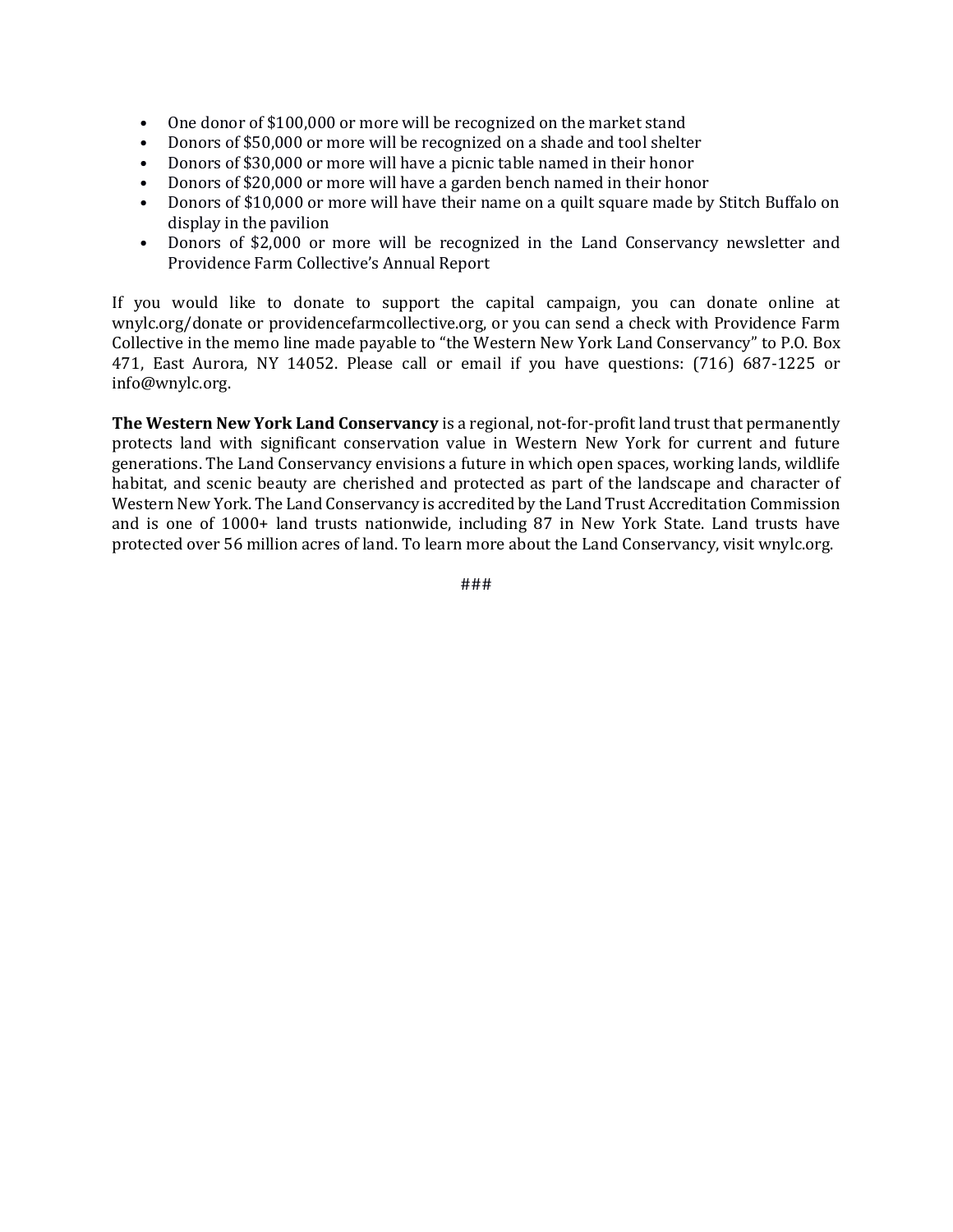- One donor of $100,000 or more will be recognized on the market stand
- Donors of $50,000 or more will be recognized on a shade and tool shelter
- Donors of $30,000 or more will have a picnic table named in their honor
- Donors of $20,000 or more will have a garden bench named in their honor
- Donors of $10,000 or more will have their name on a quilt square made by Stitch Buffalo on display in the pavilion
- Donors of $2,000 or more will be recognized in the Land Conservancy newsletter and Providence Farm Collective's Annual Report

If you would like to donate to support the capital campaign, you can donate online at wnylc.org/donate or providencefarmcollective.org, or you can send a check with Providence Farm Collective in the memo line made payable to "the Western New York Land Conservancy" to P.O. Box 471, East Aurora, NY 14052. Please call or email if you have questions: (716) 687-1225 or info@wnylc.org.

**The Western New York Land Conservancy** is a regional, not-for-profit land trust that permanently protects land with significant conservation value in Western New York for current and future generations. The Land Conservancy envisions a future in which open spaces, working lands, wildlife habitat, and scenic beauty are cherished and protected as part of the landscape and character of Western New York. The Land Conservancy is accredited by the Land Trust Accreditation Commission and is one of 1000+ land trusts nationwide, including 87 in New York State. Land trusts have protected over 56 million acres of land. To learn more about the Land Conservancy, visit wnylc.org.

###